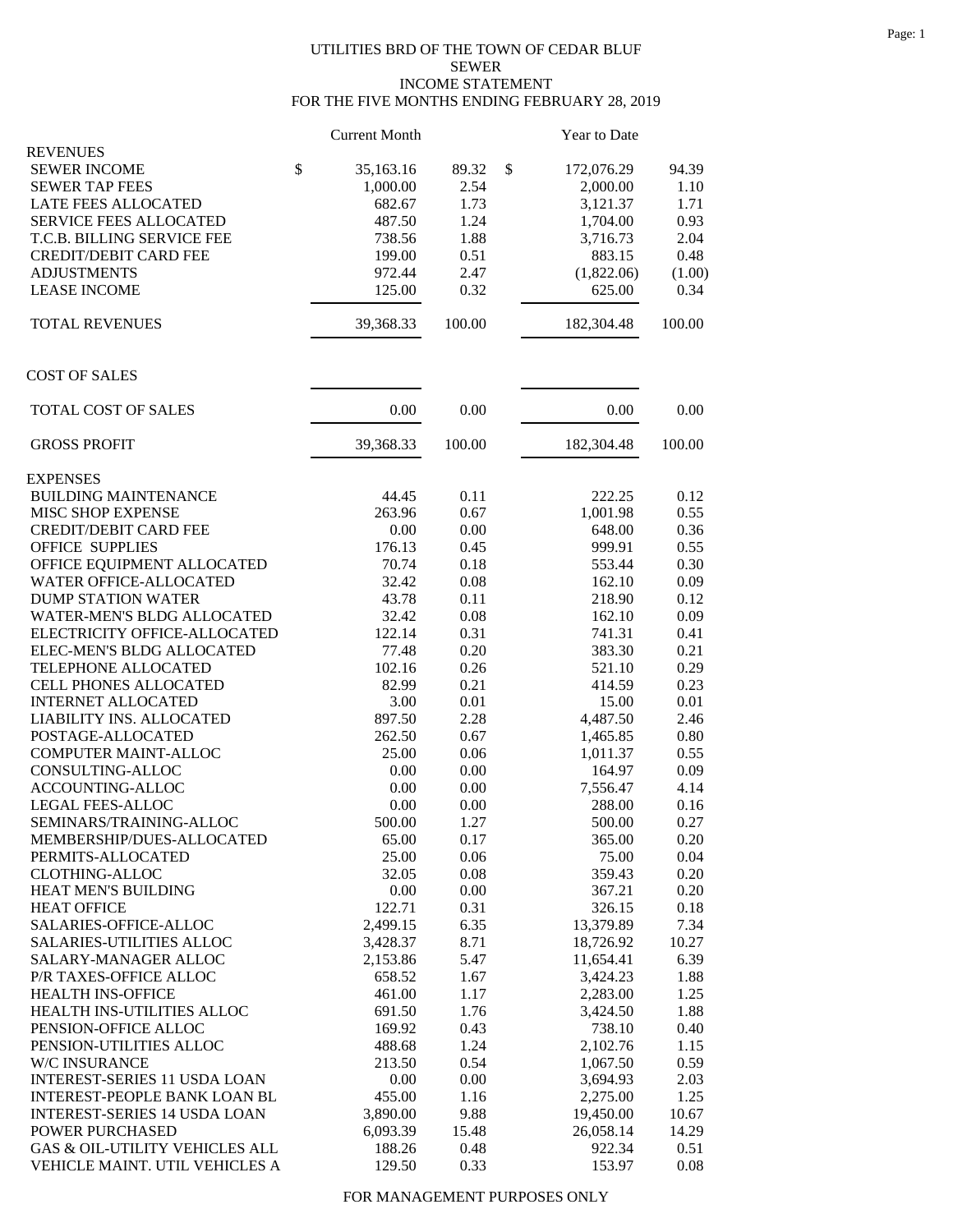# UTILITIES BRD OF THE TOWN OF CEDAR BLUF
## SEWER
## INCOME STATEMENT
## FOR THE FIVE MONTHS ENDING FEBRUARY 28, 2019

| | Current Month | | Year to Date | |
|---|---|---|---|---|
| **REVENUES** | | | | |
| SEWER INCOME | $ 35,163.16 | 89.32 | $ 172,076.29 | 94.39 |
| SEWER TAP FEES | 1,000.00 | 2.54 | 2,000.00 | 1.10 |
| LATE FEES ALLOCATED | 682.67 | 1.73 | 3,121.37 | 1.71 |
| SERVICE FEES ALLOCATED | 487.50 | 1.24 | 1,704.00 | 0.93 |
| T.C.B. BILLING SERVICE FEE | 738.56 | 1.88 | 3,716.73 | 2.04 |
| CREDIT/DEBIT CARD FEE | 199.00 | 0.51 | 883.15 | 0.48 |
| ADJUSTMENTS | 972.44 | 2.47 | (1,822.06) | (1.00) |
| LEASE INCOME | 125.00 | 0.32 | 625.00 | 0.34 |
| TOTAL REVENUES | 39,368.33 | 100.00 | 182,304.48 | 100.00 |
| **COST OF SALES** | | | | |
| TOTAL COST OF SALES | 0.00 | 0.00 | 0.00 | 0.00 |
| GROSS PROFIT | 39,368.33 | 100.00 | 182,304.48 | 100.00 |
| **EXPENSES** | | | | |
| BUILDING MAINTENANCE | 44.45 | 0.11 | 222.25 | 0.12 |
| MISC SHOP EXPENSE | 263.96 | 0.67 | 1,001.98 | 0.55 |
| CREDIT/DEBIT CARD FEE | 0.00 | 0.00 | 648.00 | 0.36 |
| OFFICE SUPPLIES | 176.13 | 0.45 | 999.91 | 0.55 |
| OFFICE EQUIPMENT ALLOCATED | 70.74 | 0.18 | 553.44 | 0.30 |
| WATER OFFICE-ALLOCATED | 32.42 | 0.08 | 162.10 | 0.09 |
| DUMP STATION WATER | 43.78 | 0.11 | 218.90 | 0.12 |
| WATER-MEN'S BLDG ALLOCATED | 32.42 | 0.08 | 162.10 | 0.09 |
| ELECTRICITY OFFICE-ALLOCATED | 122.14 | 0.31 | 741.31 | 0.41 |
| ELEC-MEN'S BLDG ALLOCATED | 77.48 | 0.20 | 383.30 | 0.21 |
| TELEPHONE ALLOCATED | 102.16 | 0.26 | 521.10 | 0.29 |
| CELL PHONES ALLOCATED | 82.99 | 0.21 | 414.59 | 0.23 |
| INTERNET ALLOCATED | 3.00 | 0.01 | 15.00 | 0.01 |
| LIABILITY INS. ALLOCATED | 897.50 | 2.28 | 4,487.50 | 2.46 |
| POSTAGE-ALLOCATED | 262.50 | 0.67 | 1,465.85 | 0.80 |
| COMPUTER MAINT-ALLOC | 25.00 | 0.06 | 1,011.37 | 0.55 |
| CONSULTING-ALLOC | 0.00 | 0.00 | 164.97 | 0.09 |
| ACCOUNTING-ALLOC | 0.00 | 0.00 | 7,556.47 | 4.14 |
| LEGAL FEES-ALLOC | 0.00 | 0.00 | 288.00 | 0.16 |
| SEMINARS/TRAINING-ALLOC | 500.00 | 1.27 | 500.00 | 0.27 |
| MEMBERSHIP/DUES-ALLOCATED | 65.00 | 0.17 | 365.00 | 0.20 |
| PERMITS-ALLOCATED | 25.00 | 0.06 | 75.00 | 0.04 |
| CLOTHING-ALLOC | 32.05 | 0.08 | 359.43 | 0.20 |
| HEAT MEN'S BUILDING | 0.00 | 0.00 | 367.21 | 0.20 |
| HEAT OFFICE | 122.71 | 0.31 | 326.15 | 0.18 |
| SALARIES-OFFICE-ALLOC | 2,499.15 | 6.35 | 13,379.89 | 7.34 |
| SALARIES-UTILITIES ALLOC | 3,428.37 | 8.71 | 18,726.92 | 10.27 |
| SALARY-MANAGER ALLOC | 2,153.86 | 5.47 | 11,654.41 | 6.39 |
| P/R TAXES-OFFICE ALLOC | 658.52 | 1.67 | 3,424.23 | 1.88 |
| HEALTH INS-OFFICE | 461.00 | 1.17 | 2,283.00 | 1.25 |
| HEALTH INS-UTILITIES ALLOC | 691.50 | 1.76 | 3,424.50 | 1.88 |
| PENSION-OFFICE ALLOC | 169.92 | 0.43 | 738.10 | 0.40 |
| PENSION-UTILITIES ALLOC | 488.68 | 1.24 | 2,102.76 | 1.15 |
| W/C INSURANCE | 213.50 | 0.54 | 1,067.50 | 0.59 |
| INTEREST-SERIES 11 USDA LOAN | 0.00 | 0.00 | 3,694.93 | 2.03 |
| INTEREST-PEOPLE BANK LOAN BL | 455.00 | 1.16 | 2,275.00 | 1.25 |
| INTEREST-SERIES 14 USDA LOAN | 3,890.00 | 9.88 | 19,450.00 | 10.67 |
| POWER PURCHASED | 6,093.39 | 15.48 | 26,058.14 | 14.29 |
| GAS & OIL-UTILITY VEHICLES ALL | 188.26 | 0.48 | 922.34 | 0.51 |
| VEHICLE MAINT. UTIL VEHICLES A | 129.50 | 0.33 | 153.97 | 0.08 |

FOR MANAGEMENT PURPOSES ONLY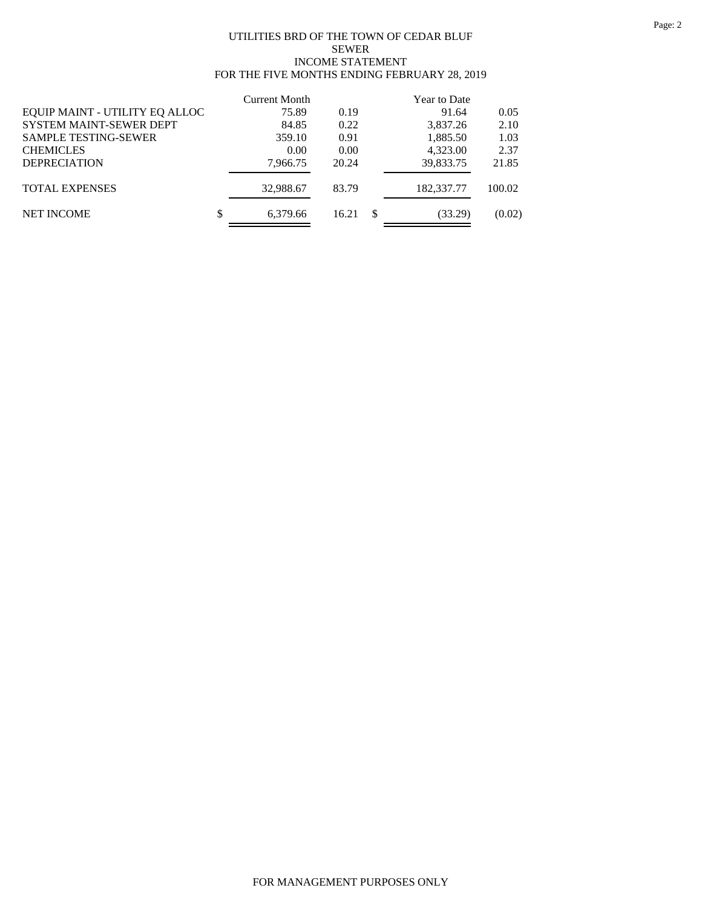UTILITIES BRD OF THE TOWN OF CEDAR BLUF
SEWER
INCOME STATEMENT
FOR THE FIVE MONTHS ENDING FEBRUARY 28, 2019

| | Current Month | | Year to Date | |
|---|---|---|---|---|
| EQUIP MAINT - UTILITY EQ ALLOC | 75.89 | 0.19 | 91.64 | 0.05 |
| SYSTEM MAINT-SEWER DEPT | 84.85 | 0.22 | 3,837.26 | 2.10 |
| SAMPLE TESTING-SEWER | 359.10 | 0.91 | 1,885.50 | 1.03 |
| CHEMICLES | 0.00 | 0.00 | 4,323.00 | 2.37 |
| DEPRECIATION | 7,966.75 | 20.24 | 39,833.75 | 21.85 |
| TOTAL EXPENSES | 32,988.67 | 83.79 | 182,337.77 | 100.02 |
| NET INCOME | $ 6,379.66 | 16.21 | $ (33.29) | (0.02) |

FOR MANAGEMENT PURPOSES ONLY